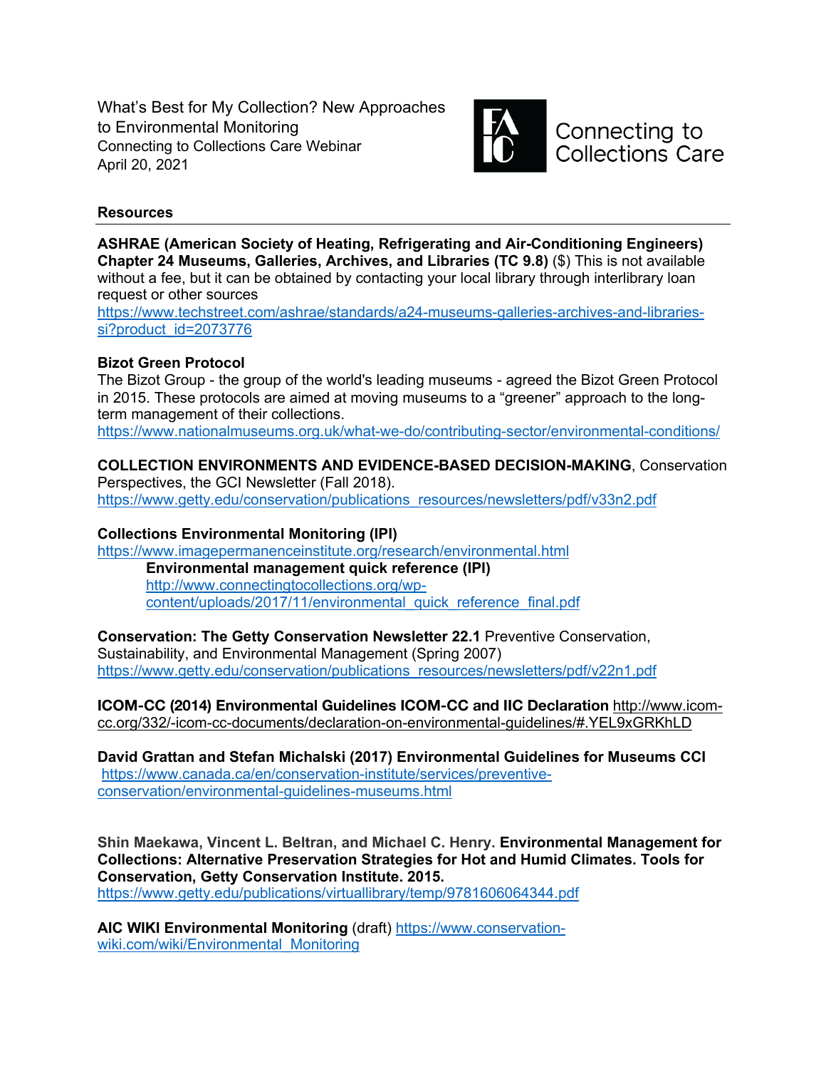What's Best for My Collection? New Approaches to Environmental Monitoring
Connecting to Collections Care Webinar
April 20, 2021

Connecting to Collections Care

## Resources

**ASHRAE (American Society of Heating, Refrigerating and Air-Conditioning Engineers) Chapter 24 Museums, Galleries, Archives, and Libraries (TC 9.8)** ($) This is not available without a fee, but it can be obtained by contacting your local library through interlibrary loan request or other sources
https://www.techstreet.com/ashrae/standards/a24-museums-galleries-archives-and-libraries-si?product_id=2073776

**Bizot Green Protocol**
The Bizot Group - the group of the world's leading museums - agreed the Bizot Green Protocol in 2015. These protocols are aimed at moving museums to a "greener" approach to the long-term management of their collections.
https://www.nationalmuseums.org.uk/what-we-do/contributing-sector/environmental-conditions/

**COLLECTION ENVIRONMENTS AND EVIDENCE-BASED DECISION-MAKING**, Conservation Perspectives, the GCI Newsletter (Fall 2018).
https://www.getty.edu/conservation/publications_resources/newsletters/pdf/v33n2.pdf

**Collections Environmental Monitoring (IPI)**
https://www.imagepermanenceinstitute.org/research/environmental.html

- **Environmental management quick reference (IPI)**
  http://www.connectingtocollections.org/wp-content/uploads/2017/11/environmental_quick_reference_final.pdf

**Conservation: The Getty Conservation Newsletter 22.1** Preventive Conservation, Sustainability, and Environmental Management (Spring 2007)
https://www.getty.edu/conservation/publications_resources/newsletters/pdf/v22n1.pdf

**ICOM-CC (2014) Environmental Guidelines ICOM-CC and IIC Declaration** http://www.icom-cc.org/332/-icom-cc-documents/declaration-on-environmental-guidelines/#.YEL9xGRKhLD

**David Grattan and Stefan Michalski (2017) Environmental Guidelines for Museums CCI**
https://www.canada.ca/en/conservation-institute/services/preventive-conservation/environmental-guidelines-museums.html

**Shin Maekawa, Vincent L. Beltran, and Michael C. Henry. Environmental Management for Collections: Alternative Preservation Strategies for Hot and Humid Climates. Tools for Conservation, Getty Conservation Institute. 2015.**
https://www.getty.edu/publications/virtuallibrary/temp/9781606064344.pdf

**AIC WIKI Environmental Monitoring** (draft) https://www.conservation-wiki.com/wiki/Environmental_Monitoring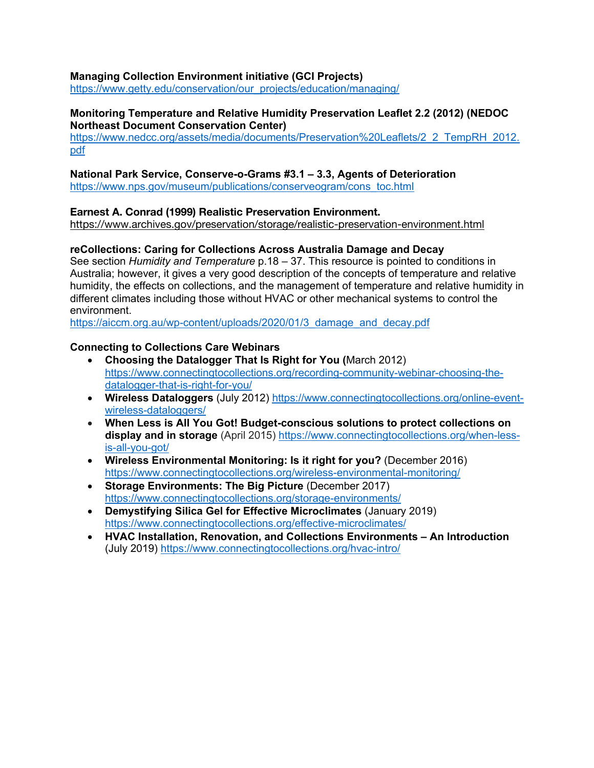**Managing Collection Environment initiative (GCI Projects)**
https://www.getty.edu/conservation/our_projects/education/managing/

**Monitoring Temperature and Relative Humidity Preservation Leaflet 2.2 (2012) (NEDOC Northeast Document Conservation Center)**
https://www.nedcc.org/assets/media/documents/Preservation%20Leaflets/2_2_TempRH_2012.pdf

**National Park Service, Conserve-o-Grams #3.1 – 3.3, Agents of Deterioration**
https://www.nps.gov/museum/publications/conserveogram/cons_toc.html

**Earnest A. Conrad (1999) Realistic Preservation Environment.**
https://www.archives.gov/preservation/storage/realistic-preservation-environment.html

**reCollections: Caring for Collections Across Australia Damage and Decay**
See section *Humidity and Temperature* p.18 – 37. This resource is pointed to conditions in Australia; however, it gives a very good description of the concepts of temperature and relative humidity, the effects on collections, and the management of temperature and relative humidity in different climates including those without HVAC or other mechanical systems to control the environment.
https://aiccm.org.au/wp-content/uploads/2020/01/3_damage_and_decay.pdf

**Connecting to Collections Care Webinars**

- **Choosing the Datalogger That Is Right for You (**March 2012) https://www.connectingtocollections.org/recording-community-webinar-choosing-the-datalogger-that-is-right-for-you/
- **Wireless Dataloggers** (July 2012) https://www.connectingtocollections.org/online-event-wireless-dataloggers/
- **When Less is All You Got! Budget-conscious solutions to protect collections on display and in storage** (April 2015) https://www.connectingtocollections.org/when-less-is-all-you-got/
- **Wireless Environmental Monitoring: Is it right for you?** (December 2016) https://www.connectingtocollections.org/wireless-environmental-monitoring/
- **Storage Environments: The Big Picture** (December 2017) https://www.connectingtocollections.org/storage-environments/
- **Demystifying Silica Gel for Effective Microclimates** (January 2019) https://www.connectingtocollections.org/effective-microclimates/
- **HVAC Installation, Renovation, and Collections Environments – An Introduction** (July 2019) https://www.connectingtocollections.org/hvac-intro/